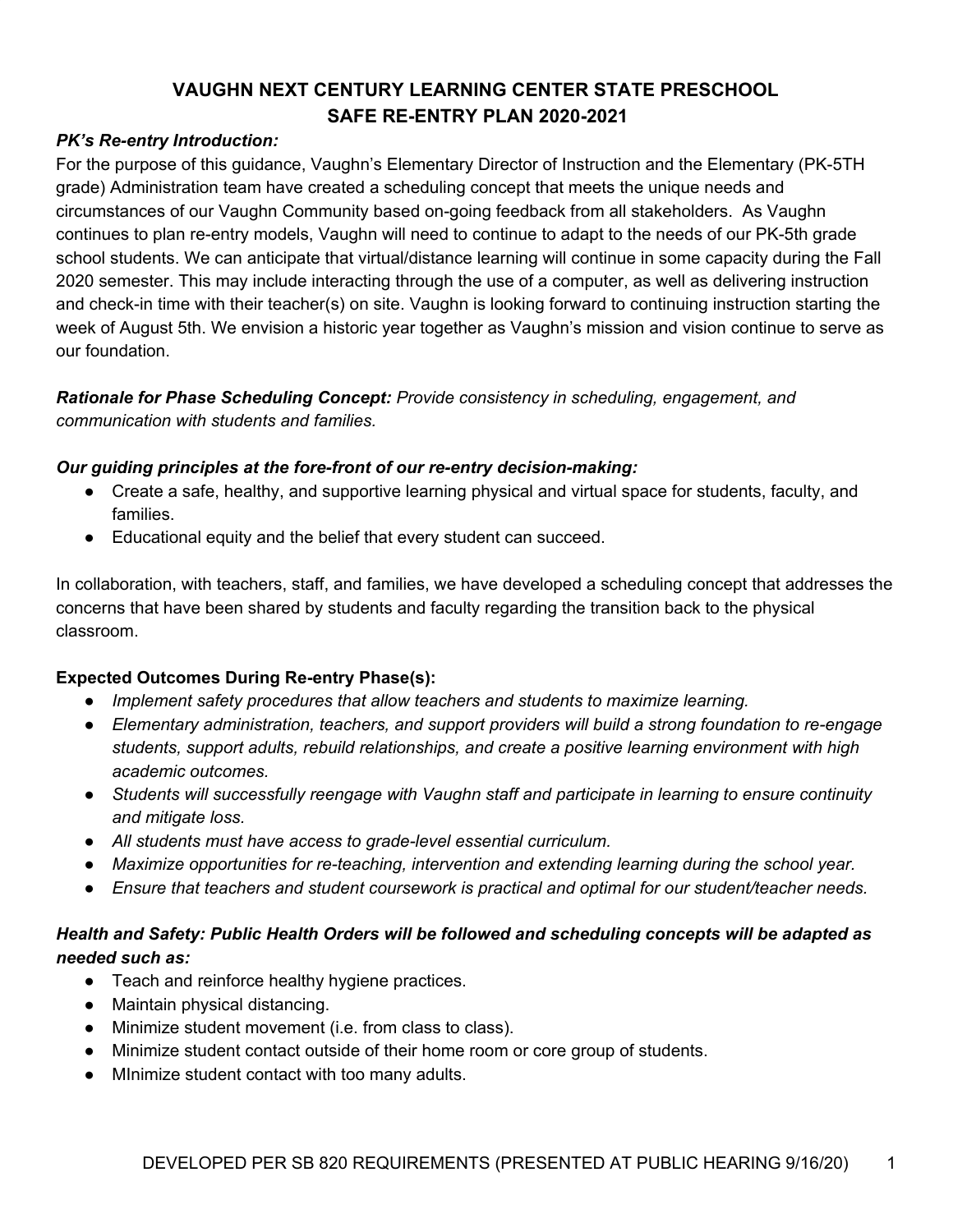# VAUGHN NEXT CENTURY LEARNING CENTER STATE PRESCHOOL
# SAFE RE-ENTRY PLAN 2020-2021

***PK's Re-entry Introduction:***

For the purpose of this guidance, Vaughn's Elementary Director of Instruction and the Elementary (PK-5TH grade) Administration team have created a scheduling concept that meets the unique needs and circumstances of our Vaughn Community based on-going feedback from all stakeholders. As Vaughn continues to plan re-entry models, Vaughn will need to continue to adapt to the needs of our PK-5th grade school students. We can anticipate that virtual/distance learning will continue in some capacity during the Fall 2020 semester. This may include interacting through the use of a computer, as well as delivering instruction and check-in time with their teacher(s) on site. Vaughn is looking forward to continuing instruction starting the week of August 5th. We envision a historic year together as Vaughn's mission and vision continue to serve as our foundation.

***Rationale for Phase Scheduling Concept:*** *Provide consistency in scheduling, engagement, and communication with students and families.*

***Our guiding principles at the fore-front of our re-entry decision-making:***

- Create a safe, healthy, and supportive learning physical and virtual space for students, faculty, and families.
- Educational equity and the belief that every student can succeed.

In collaboration, with teachers, staff, and families, we have developed a scheduling concept that addresses the concerns that have been shared by students and faculty regarding the transition back to the physical classroom.

**Expected Outcomes During Re-entry Phase(s):**

- *Implement safety procedures that allow teachers and students to maximize learning.*
- *Elementary administration, teachers, and support providers will build a strong foundation to re-engage students, support adults, rebuild relationships, and create a positive learning environment with high academic outcomes.*
- *Students will successfully reengage with Vaughn staff and participate in learning to ensure continuity and mitigate loss.*
- *All students must have access to grade-level essential curriculum.*
- *Maximize opportunities for re-teaching, intervention and extending learning during the school year.*
- *Ensure that teachers and student coursework is practical and optimal for our student/teacher needs.*

***Health and Safety: Public Health Orders will be followed and scheduling concepts will be adapted as needed such as:***

- Teach and reinforce healthy hygiene practices.
- Maintain physical distancing.
- Minimize student movement (i.e. from class to class).
- Minimize student contact outside of their home room or core group of students.
- MInimize student contact with too many adults.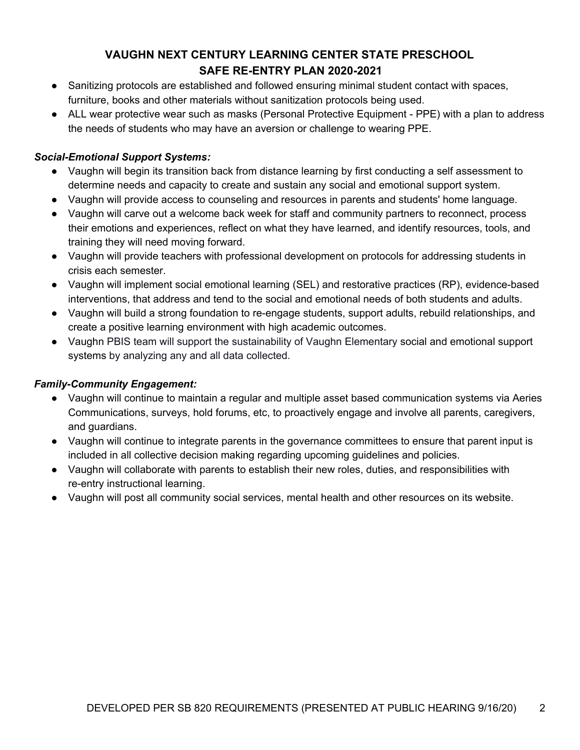- Sanitizing protocols are established and followed ensuring minimal student contact with spaces, furniture, books and other materials without sanitization protocols being used.
- ALL wear protective wear such as masks (Personal Protective Equipment - PPE) with a plan to address the needs of students who may have an aversion or challenge to wearing PPE.

***Social-Emotional Support Systems:***

- Vaughn will begin its transition back from distance learning by first conducting a self assessment to determine needs and capacity to create and sustain any social and emotional support system.
- Vaughn will provide access to counseling and resources in parents and students' home language.
- Vaughn will carve out a welcome back week for staff and community partners to reconnect, process their emotions and experiences, reflect on what they have learned, and identify resources, tools, and training they will need moving forward.
- Vaughn will provide teachers with professional development on protocols for addressing students in crisis each semester.
- Vaughn will implement social emotional learning (SEL) and restorative practices (RP), evidence-based interventions, that address and tend to the social and emotional needs of both students and adults.
- Vaughn will build a strong foundation to re-engage students, support adults, rebuild relationships, and create a positive learning environment with high academic outcomes.
- Vaughn PBIS team will support the sustainability of Vaughn Elementary social and emotional support systems by analyzing any and all data collected.

***Family-Community Engagement:***

- Vaughn will continue to maintain a regular and multiple asset based communication systems via Aeries Communications, surveys, hold forums, etc, to proactively engage and involve all parents, caregivers, and guardians.
- Vaughn will continue to integrate parents in the governance committees to ensure that parent input is included in all collective decision making regarding upcoming guidelines and policies.
- Vaughn will collaborate with parents to establish their new roles, duties, and responsibilities with re-entry instructional learning.
- Vaughn will post all community social services, mental health and other resources on its website.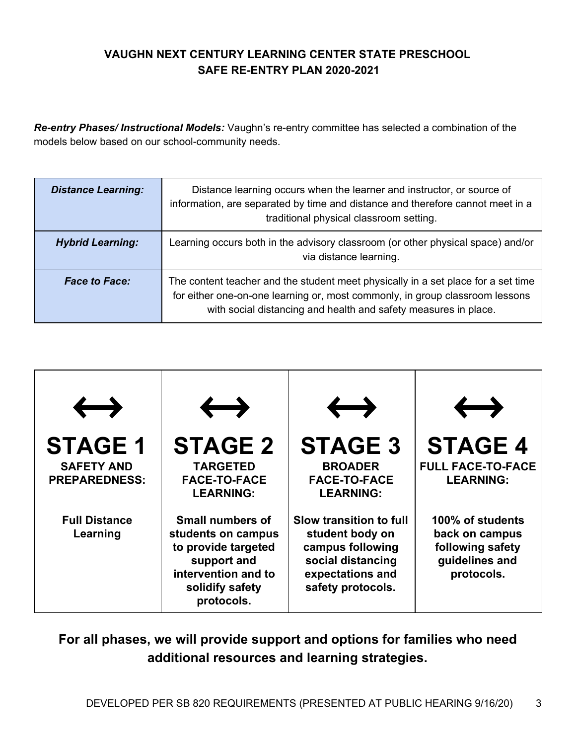**VAUGHN NEXT CENTURY LEARNING CENTER STATE PRESCHOOL**
**SAFE RE-ENTRY PLAN 2020-2021**

***Re-entry Phases/ Instructional Models:*** Vaughn's re-entry committee has selected a combination of the models below based on our school-community needs.

| | |
|---|---|
| ***Distance Learning:*** | Distance learning occurs when the learner and instructor, or source of information, are separated by time and distance and therefore cannot meet in a traditional physical classroom setting. |
| ***Hybrid Learning:*** | Learning occurs both in the advisory classroom (or other physical space) and/or via distance learning. |
| ***Face to Face:*** | The content teacher and the student meet physically in a set place for a set time for either one-on-one learning or, most commonly, in group classroom lessons with social distancing and health and safety measures in place. |

| ↔ **STAGE 1** | ↔ **STAGE 2** | ↔ **STAGE 3** | ↔ **STAGE 4** |
|---|---|---|---|
| **SAFETY AND PREPAREDNESS:** | **TARGETED FACE-TO-FACE LEARNING:** | **BROADER FACE-TO-FACE LEARNING:** | **FULL FACE-TO-FACE LEARNING:** |
| **Full Distance Learning** | **Small numbers of students on campus to provide targeted support and intervention and to solidify safety protocols.** | **Slow transition to full student body on campus following social distancing expectations and safety protocols.** | **100% of students back on campus following safety guidelines and protocols.** |

**For all phases, we will provide support and options for families who need additional resources and learning strategies.**

DEVELOPED PER SB 820 REQUIREMENTS (PRESENTED AT PUBLIC HEARING 9/16/20)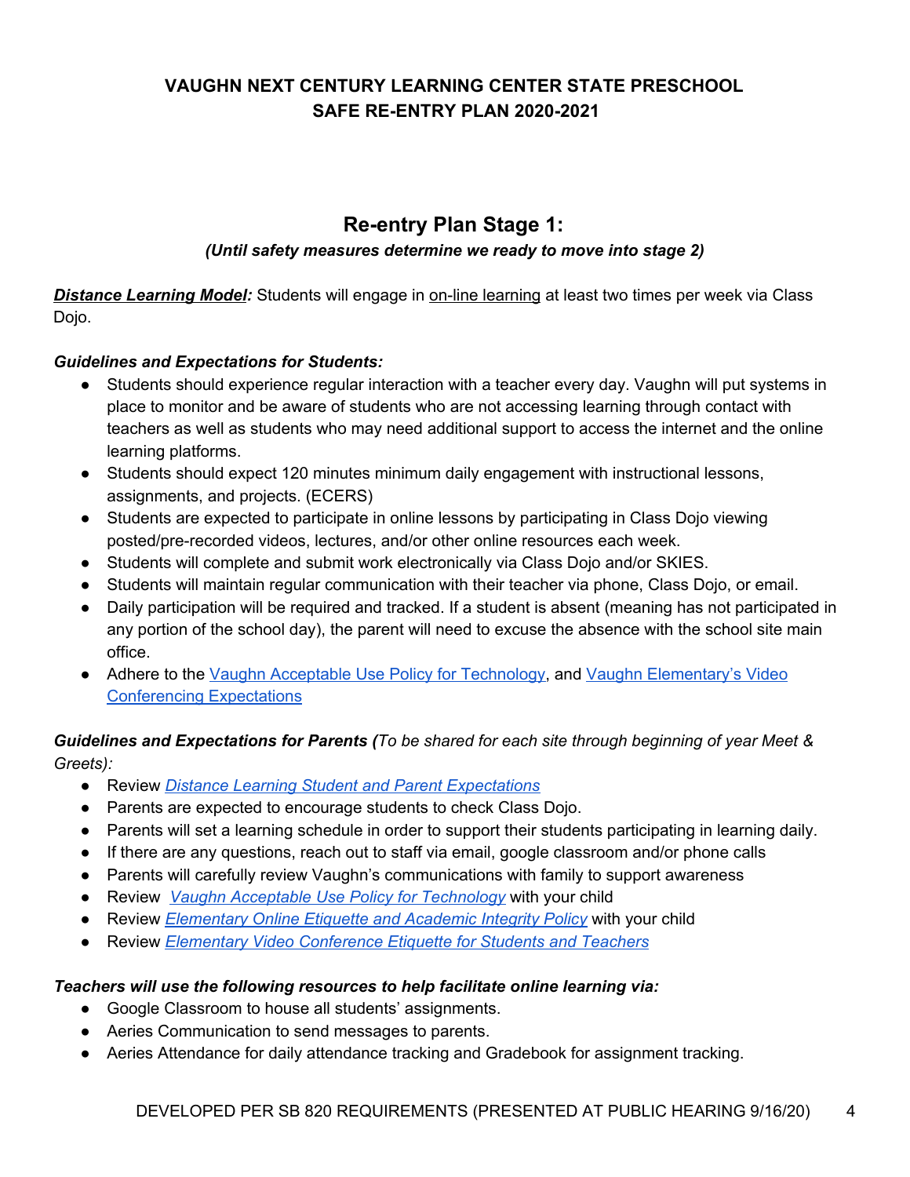**VAUGHN NEXT CENTURY LEARNING CENTER STATE PRESCHOOL**
**SAFE RE-ENTRY PLAN 2020-2021**

## Re-entry Plan Stage 1:

***(Until safety measures determine we ready to move into stage 2)***

***Distance Learning Model:*** Students will engage in on-line learning at least two times per week via Class Dojo.

***Guidelines and Expectations for Students:***

- Students should experience regular interaction with a teacher every day. Vaughn will put systems in place to monitor and be aware of students who are not accessing learning through contact with teachers as well as students who may need additional support to access the internet and the online learning platforms.
- Students should expect 120 minutes minimum daily engagement with instructional lessons, assignments, and projects. (ECERS)
- Students are expected to participate in online lessons by participating in Class Dojo viewing posted/pre-recorded videos, lectures, and/or other online resources each week.
- Students will complete and submit work electronically via Class Dojo and/or SKIES.
- Students will maintain regular communication with their teacher via phone, Class Dojo, or email.
- Daily participation will be required and tracked. If a student is absent (meaning has not participated in any portion of the school day), the parent will need to excuse the absence with the school site main office.
- Adhere to the Vaughn Acceptable Use Policy for Technology, and Vaughn Elementary's Video Conferencing Expectations

***Guidelines and Expectations for Parents (****To be shared for each site through beginning of year Meet & Greets):*

- Review *Distance Learning Student and Parent Expectations*
- Parents are expected to encourage students to check Class Dojo.
- Parents will set a learning schedule in order to support their students participating in learning daily.
- If there are any questions, reach out to staff via email, google classroom and/or phone calls
- Parents will carefully review Vaughn's communications with family to support awareness
- Review *Vaughn Acceptable Use Policy for Technology* with your child
- Review *Elementary Online Etiquette and Academic Integrity Policy* with your child
- Review *Elementary Video Conference Etiquette for Students and Teachers*

***Teachers will use the following resources to help facilitate online learning via:***

- Google Classroom to house all students' assignments.
- Aeries Communication to send messages to parents.
- Aeries Attendance for daily attendance tracking and Gradebook for assignment tracking.

DEVELOPED PER SB 820 REQUIREMENTS (PRESENTED AT PUBLIC HEARING 9/16/20)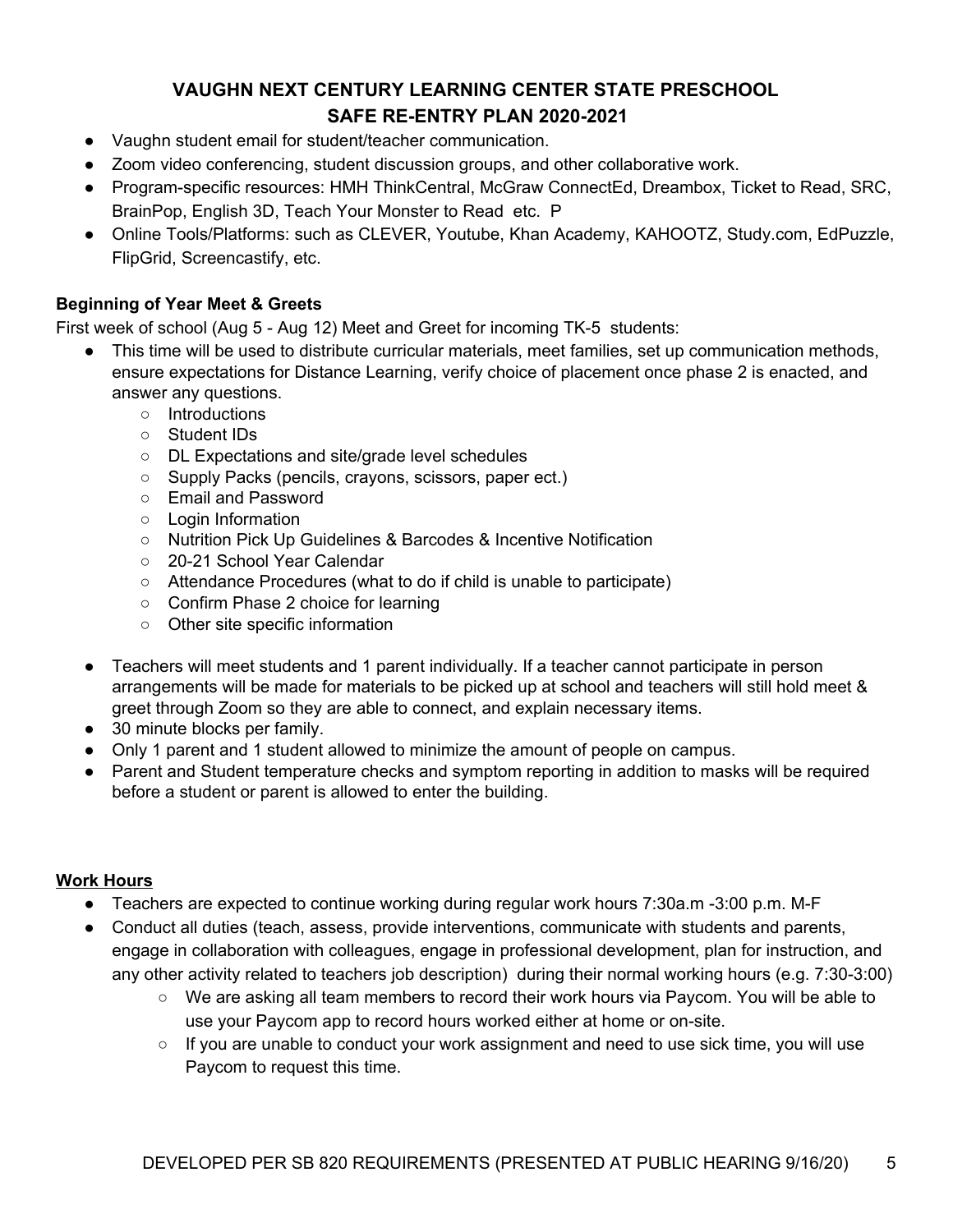- Vaughn student email for student/teacher communication.
- Zoom video conferencing, student discussion groups, and other collaborative work.
- Program-specific resources: HMH ThinkCentral, McGraw ConnectEd, Dreambox, Ticket to Read, SRC, BrainPop, English 3D, Teach Your Monster to Read etc. P
- Online Tools/Platforms: such as CLEVER, Youtube, Khan Academy, KAHOOTZ, Study.com, EdPuzzle, FlipGrid, Screencastify, etc.

**Beginning of Year Meet & Greets**

First week of school (Aug 5 - Aug 12) Meet and Greet for incoming TK-5 students:

- This time will be used to distribute curricular materials, meet families, set up communication methods, ensure expectations for Distance Learning, verify choice of placement once phase 2 is enacted, and answer any questions.
  - Introductions
  - Student IDs
  - DL Expectations and site/grade level schedules
  - Supply Packs (pencils, crayons, scissors, paper ect.)
  - Email and Password
  - Login Information
  - Nutrition Pick Up Guidelines & Barcodes & Incentive Notification
  - 20-21 School Year Calendar
  - Attendance Procedures (what to do if child is unable to participate)
  - Confirm Phase 2 choice for learning
  - Other site specific information
- Teachers will meet students and 1 parent individually. If a teacher cannot participate in person arrangements will be made for materials to be picked up at school and teachers will still hold meet & greet through Zoom so they are able to connect, and explain necessary items.
- 30 minute blocks per family.
- Only 1 parent and 1 student allowed to minimize the amount of people on campus.
- Parent and Student temperature checks and symptom reporting in addition to masks will be required before a student or parent is allowed to enter the building.

**Work Hours**

- Teachers are expected to continue working during regular work hours 7:30a.m -3:00 p.m. M-F
- Conduct all duties (teach, assess, provide interventions, communicate with students and parents, engage in collaboration with colleagues, engage in professional development, plan for instruction, and any other activity related to teachers job description) during their normal working hours (e.g. 7:30-3:00)
  - We are asking all team members to record their work hours via Paycom. You will be able to use your Paycom app to record hours worked either at home or on-site.
  - If you are unable to conduct your work assignment and need to use sick time, you will use Paycom to request this time.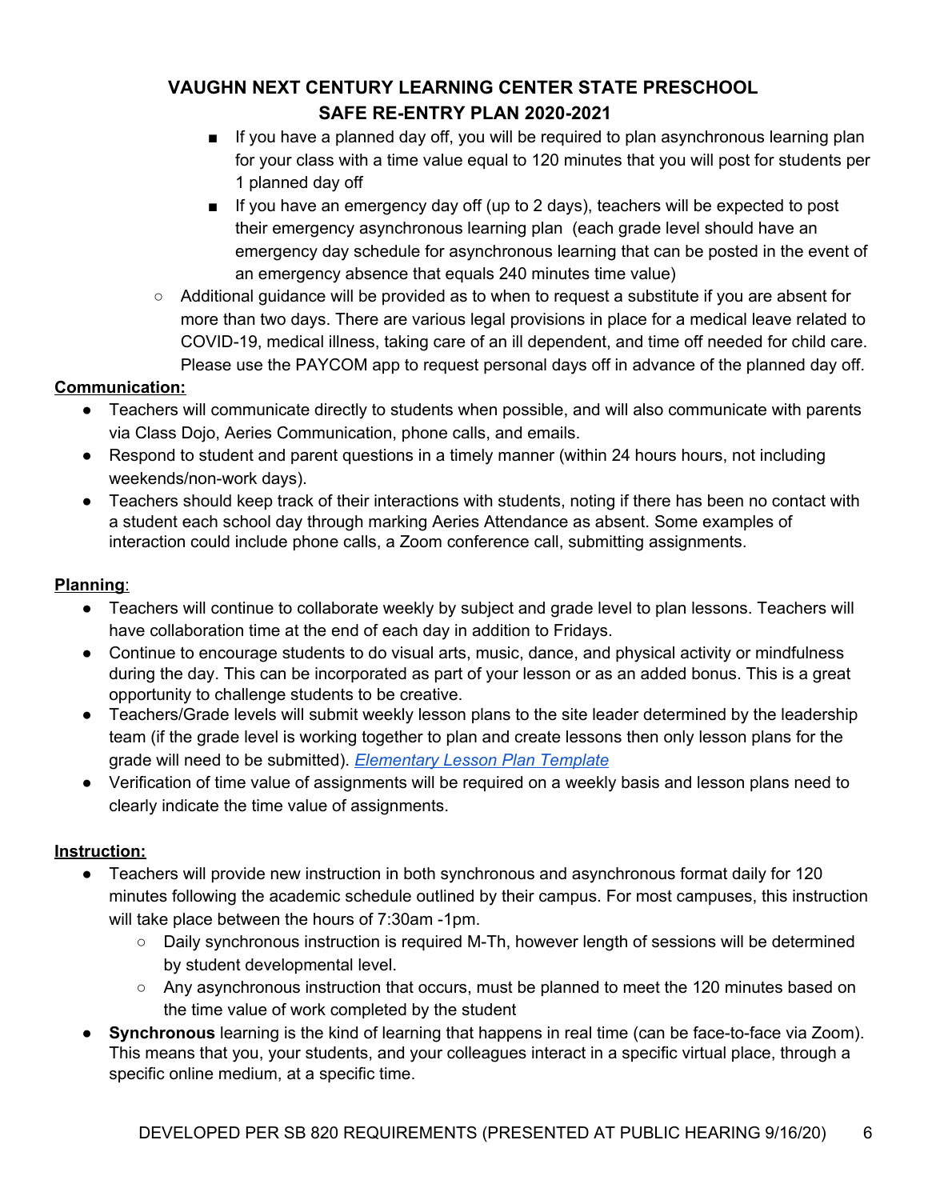- If you have a planned day off, you will be required to plan asynchronous learning plan for your class with a time value equal to 120 minutes that you will post for students per 1 planned day off
- If you have an emergency day off (up to 2 days), teachers will be expected to post their emergency asynchronous learning plan (each grade level should have an emergency day schedule for asynchronous learning that can be posted in the event of an emergency absence that equals 240 minutes time value)

- Additional guidance will be provided as to when to request a substitute if you are absent for more than two days. There are various legal provisions in place for a medical leave related to COVID-19, medical illness, taking care of an ill dependent, and time off needed for child care. Please use the PAYCOM app to request personal days off in advance of the planned day off.

**Communication:**

- Teachers will communicate directly to students when possible, and will also communicate with parents via Class Dojo, Aeries Communication, phone calls, and emails.
- Respond to student and parent questions in a timely manner (within 24 hours hours, not including weekends/non-work days).
- Teachers should keep track of their interactions with students, noting if there has been no contact with a student each school day through marking Aeries Attendance as absent. Some examples of interaction could include phone calls, a Zoom conference call, submitting assignments.

**Planning**:

- Teachers will continue to collaborate weekly by subject and grade level to plan lessons. Teachers will have collaboration time at the end of each day in addition to Fridays.
- Continue to encourage students to do visual arts, music, dance, and physical activity or mindfulness during the day. This can be incorporated as part of your lesson or as an added bonus. This is a great opportunity to challenge students to be creative.
- Teachers/Grade levels will submit weekly lesson plans to the site leader determined by the leadership team (if the grade level is working together to plan and create lessons then only lesson plans for the grade will need to be submitted). *Elementary Lesson Plan Template*
- Verification of time value of assignments will be required on a weekly basis and lesson plans need to clearly indicate the time value of assignments.

**Instruction:**

- Teachers will provide new instruction in both synchronous and asynchronous format daily for 120 minutes following the academic schedule outlined by their campus. For most campuses, this instruction will take place between the hours of 7:30am -1pm.
  - Daily synchronous instruction is required M-Th, however length of sessions will be determined by student developmental level.
  - Any asynchronous instruction that occurs, must be planned to meet the 120 minutes based on the time value of work completed by the student
- **Synchronous** learning is the kind of learning that happens in real time (can be face-to-face via Zoom). This means that you, your students, and your colleagues interact in a specific virtual place, through a specific online medium, at a specific time.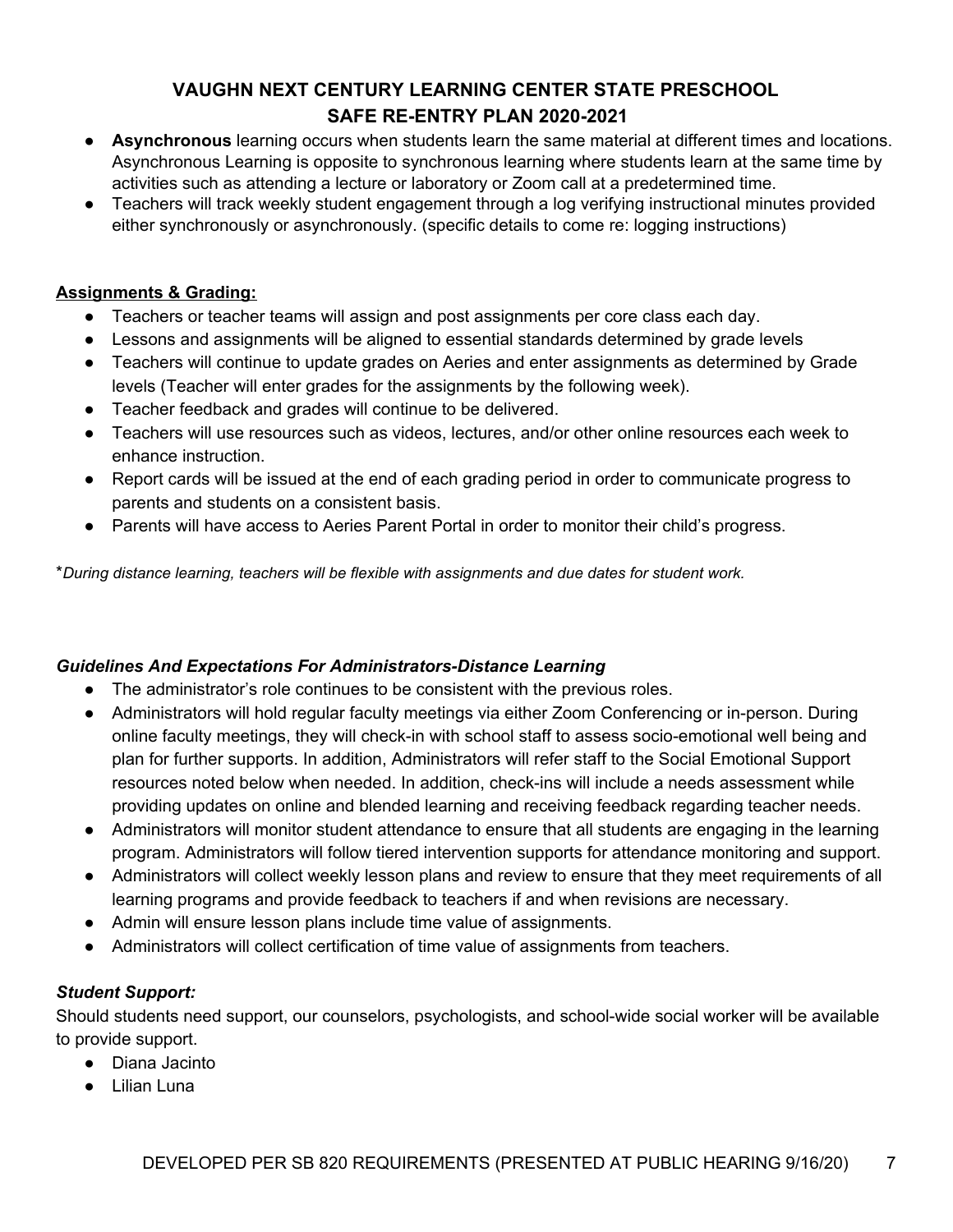- **Asynchronous** learning occurs when students learn the same material at different times and locations. Asynchronous Learning is opposite to synchronous learning where students learn at the same time by activities such as attending a lecture or laboratory or Zoom call at a predetermined time.
- Teachers will track weekly student engagement through a log verifying instructional minutes provided either synchronously or asynchronously. (specific details to come re: logging instructions)

**Assignments & Grading:**

- Teachers or teacher teams will assign and post assignments per core class each day.
- Lessons and assignments will be aligned to essential standards determined by grade levels
- Teachers will continue to update grades on Aeries and enter assignments as determined by Grade levels (Teacher will enter grades for the assignments by the following week).
- Teacher feedback and grades will continue to be delivered.
- Teachers will use resources such as videos, lectures, and/or other online resources each week to enhance instruction.
- Report cards will be issued at the end of each grading period in order to communicate progress to parents and students on a consistent basis.
- Parents will have access to Aeries Parent Portal in order to monitor their child's progress.

**During distance learning, teachers will be flexible with assignments and due dates for student work.*

***Guidelines And Expectations For Administrators-Distance Learning***

- The administrator's role continues to be consistent with the previous roles.
- Administrators will hold regular faculty meetings via either Zoom Conferencing or in-person. During online faculty meetings, they will check-in with school staff to assess socio-emotional well being and plan for further supports. In addition, Administrators will refer staff to the Social Emotional Support resources noted below when needed. In addition, check-ins will include a needs assessment while providing updates on online and blended learning and receiving feedback regarding teacher needs.
- Administrators will monitor student attendance to ensure that all students are engaging in the learning program. Administrators will follow tiered intervention supports for attendance monitoring and support.
- Administrators will collect weekly lesson plans and review to ensure that they meet requirements of all learning programs and provide feedback to teachers if and when revisions are necessary.
- Admin will ensure lesson plans include time value of assignments.
- Administrators will collect certification of time value of assignments from teachers.

***Student Support:***

Should students need support, our counselors, psychologists, and school-wide social worker will be available to provide support.

- Diana Jacinto
- Lilian Luna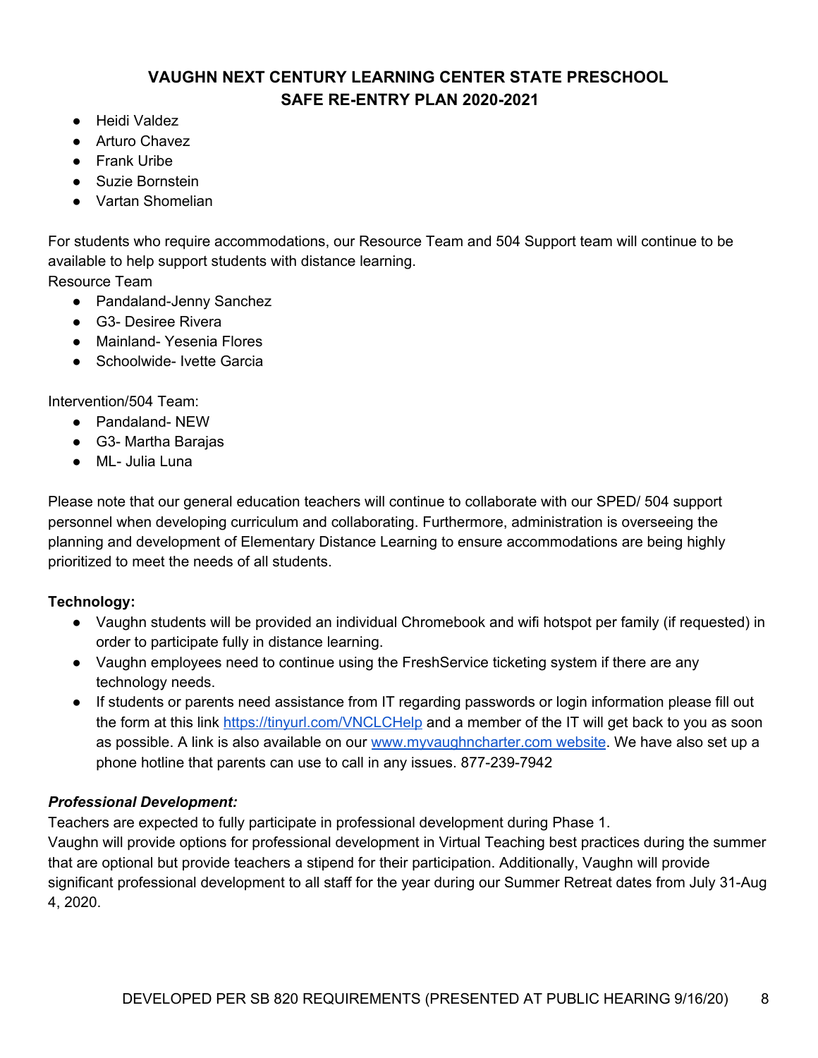- Heidi Valdez
- Arturo Chavez
- Frank Uribe
- Suzie Bornstein
- Vartan Shomelian

For students who require accommodations, our Resource Team and 504 Support team will continue to be available to help support students with distance learning.

Resource Team

- Pandaland-Jenny Sanchez
- G3- Desiree Rivera
- Mainland- Yesenia Flores
- Schoolwide- Ivette Garcia

Intervention/504 Team:

- Pandaland- NEW
- G3- Martha Barajas
- ML- Julia Luna

Please note that our general education teachers will continue to collaborate with our SPED/ 504 support personnel when developing curriculum and collaborating. Furthermore, administration is overseeing the planning and development of Elementary Distance Learning to ensure accommodations are being highly prioritized to meet the needs of all students.

**Technology:**

- Vaughn students will be provided an individual Chromebook and wifi hotspot per family (if requested) in order to participate fully in distance learning.
- Vaughn employees need to continue using the FreshService ticketing system if there are any technology needs.
- If students or parents need assistance from IT regarding passwords or login information please fill out the form at this link [https://tinyurl.com/VNCLCHelp](https://tinyurl.com/VNCLCHelp) and a member of the IT will get back to you as soon as possible. A link is also available on our [www.myvaughncharter.com website](http://www.myvaughncharter.com). We have also set up a phone hotline that parents can use to call in any issues. 877-239-7942

***Professional Development:***

Teachers are expected to fully participate in professional development during Phase 1.

Vaughn will provide options for professional development in Virtual Teaching best practices during the summer that are optional but provide teachers a stipend for their participation. Additionally, Vaughn will provide significant professional development to all staff for the year during our Summer Retreat dates from July 31-Aug 4, 2020.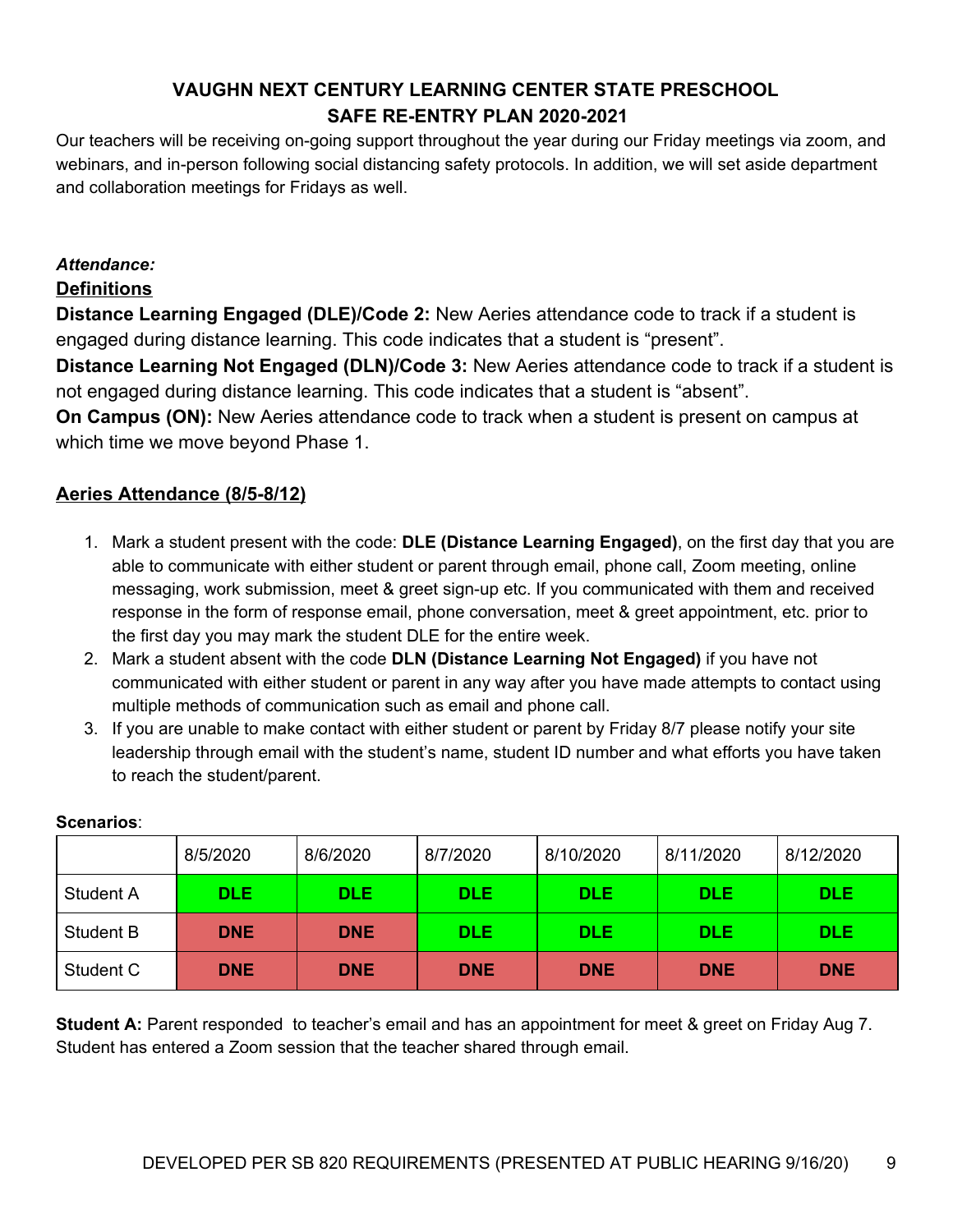## VAUGHN NEXT CENTURY LEARNING CENTER STATE PRESCHOOL
## SAFE RE-ENTRY PLAN 2020-2021

Our teachers will be receiving on-going support throughout the year during our Friday meetings via zoom, and webinars, and in-person following social distancing safety protocols. In addition, we will set aside department and collaboration meetings for Fridays as well.

***Attendance:***

**Definitions**

**Distance Learning Engaged (DLE)/Code 2:** New Aeries attendance code to track if a student is engaged during distance learning. This code indicates that a student is "present".

**Distance Learning Not Engaged (DLN)/Code 3:** New Aeries attendance code to track if a student is not engaged during distance learning. This code indicates that a student is "absent".

**On Campus (ON):** New Aeries attendance code to track when a student is present on campus at which time we move beyond Phase 1.

**Aeries Attendance (8/5-8/12)**

1. Mark a student present with the code: **DLE (Distance Learning Engaged)**, on the first day that you are able to communicate with either student or parent through email, phone call, Zoom meeting, online messaging, work submission, meet & greet sign-up etc. If you communicated with them and received response in the form of response email, phone conversation, meet & greet appointment, etc. prior to the first day you may mark the student DLE for the entire week.
2. Mark a student absent with the code **DLN (Distance Learning Not Engaged)** if you have not communicated with either student or parent in any way after you have made attempts to contact using multiple methods of communication such as email and phone call.
3. If you are unable to make contact with either student or parent by Friday 8/7 please notify your site leadership through email with the student's name, student ID number and what efforts you have taken to reach the student/parent.

**Scenarios**:

| | 8/5/2020 | 8/6/2020 | 8/7/2020 | 8/10/2020 | 8/11/2020 | 8/12/2020 |
|---|---|---|---|---|---|---|
| Student A | **DLE** | **DLE** | **DLE** | **DLE** | **DLE** | **DLE** |
| Student B | **DNE** | **DNE** | **DLE** | **DLE** | **DLE** | **DLE** |
| Student C | **DNE** | **DNE** | **DNE** | **DNE** | **DNE** | **DNE** |

**Student A:** Parent responded to teacher's email and has an appointment for meet & greet on Friday Aug 7. Student has entered a Zoom session that the teacher shared through email.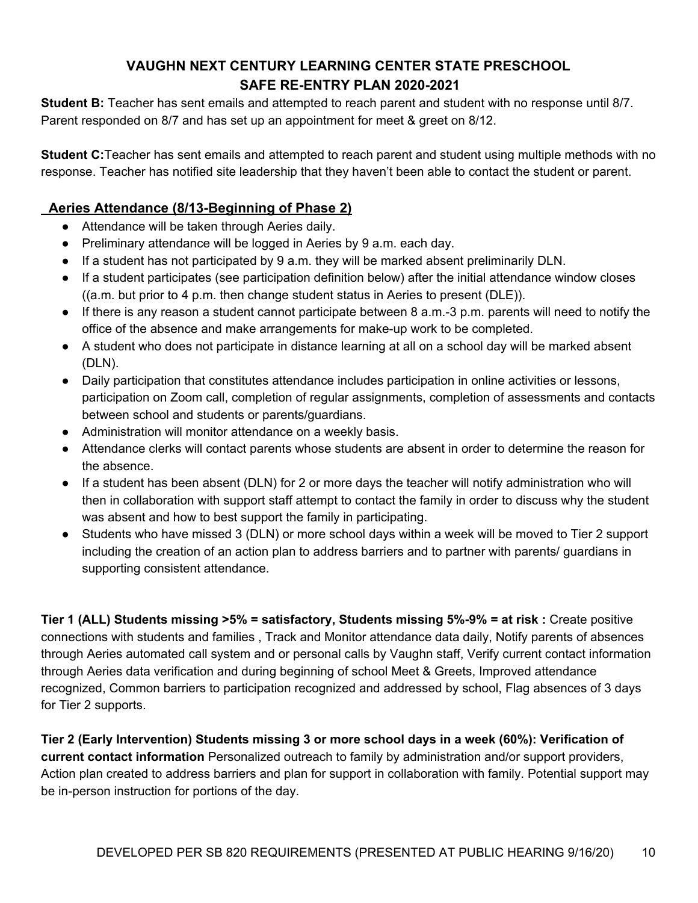**Student B:** Teacher has sent emails and attempted to reach parent and student with no response until 8/7. Parent responded on 8/7 and has set up an appointment for meet & greet on 8/12.

**Student C:**Teacher has sent emails and attempted to reach parent and student using multiple methods with no response. Teacher has notified site leadership that they haven't been able to contact the student or parent.

## Aeries Attendance (8/13-Beginning of Phase 2)

- Attendance will be taken through Aeries daily.
- Preliminary attendance will be logged in Aeries by 9 a.m. each day.
- If a student has not participated by 9 a.m. they will be marked absent preliminarily DLN.
- If a student participates (see participation definition below) after the initial attendance window closes ((a.m. but prior to 4 p.m. then change student status in Aeries to present (DLE)).
- If there is any reason a student cannot participate between 8 a.m.-3 p.m. parents will need to notify the office of the absence and make arrangements for make-up work to be completed.
- A student who does not participate in distance learning at all on a school day will be marked absent (DLN).
- Daily participation that constitutes attendance includes participation in online activities or lessons, participation on Zoom call, completion of regular assignments, completion of assessments and contacts between school and students or parents/guardians.
- Administration will monitor attendance on a weekly basis.
- Attendance clerks will contact parents whose students are absent in order to determine the reason for the absence.
- If a student has been absent (DLN) for 2 or more days the teacher will notify administration who will then in collaboration with support staff attempt to contact the family in order to discuss why the student was absent and how to best support the family in participating.
- Students who have missed 3 (DLN) or more school days within a week will be moved to Tier 2 support including the creation of an action plan to address barriers and to partner with parents/ guardians in supporting consistent attendance.

**Tier 1 (ALL) Students missing >5% = satisfactory, Students missing 5%-9% = at risk :** Create positive connections with students and families , Track and Monitor attendance data daily, Notify parents of absences through Aeries automated call system and or personal calls by Vaughn staff, Verify current contact information through Aeries data verification and during beginning of school Meet & Greets, Improved attendance recognized, Common barriers to participation recognized and addressed by school, Flag absences of 3 days for Tier 2 supports.

**Tier 2 (Early Intervention) Students missing 3 or more school days in a week (60%): Verification of current contact information** Personalized outreach to family by administration and/or support providers, Action plan created to address barriers and plan for support in collaboration with family. Potential support may be in-person instruction for portions of the day.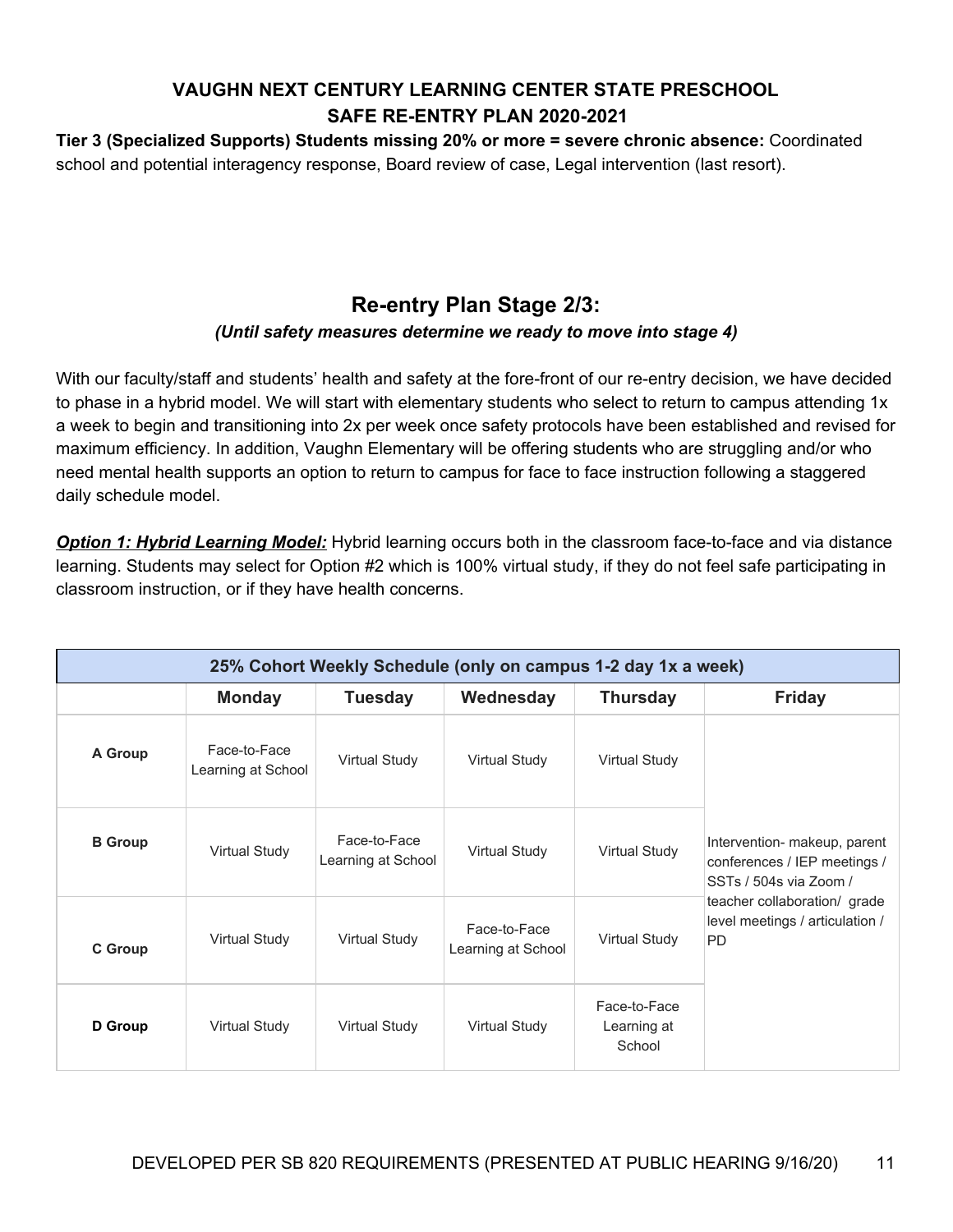**Tier 3 (Specialized Supports) Students missing 20% or more = severe chronic absence:** Coordinated school and potential interagency response, Board review of case, Legal intervention (last resort).

## Re-entry Plan Stage 2/3:

***(Until safety measures determine we ready to move into stage 4)***

With our faculty/staff and students' health and safety at the fore-front of our re-entry decision, we have decided to phase in a hybrid model. We will start with elementary students who select to return to campus attending 1x a week to begin and transitioning into 2x per week once safety protocols have been established and revised for maximum efficiency. In addition, Vaughn Elementary will be offering students who are struggling and/or who need mental health supports an option to return to campus for face to face instruction following a staggered daily schedule model.

***Option 1: Hybrid Learning Model:*** Hybrid learning occurs both in the classroom face-to-face and via distance learning. Students may select for Option #2 which is 100% virtual study, if they do not feel safe participating in classroom instruction, or if they have health concerns.

| 25% Cohort Weekly Schedule (only on campus 1-2 day 1x a week) | | | | | |
|---|---|---|---|---|---|
| | **Monday** | **Tuesday** | **Wednesday** | **Thursday** | **Friday** |
| **A Group** | Face-to-Face Learning at School | Virtual Study | Virtual Study | Virtual Study | Intervention- makeup, parent conferences / IEP meetings / SSTs / 504s via Zoom / teacher collaboration/ grade level meetings / articulation / PD |
| **B Group** | Virtual Study | Face-to-Face Learning at School | Virtual Study | Virtual Study | |
| **C Group** | Virtual Study | Virtual Study | Face-to-Face Learning at School | Virtual Study | |
| **D Group** | Virtual Study | Virtual Study | Virtual Study | Face-to-Face Learning at School | |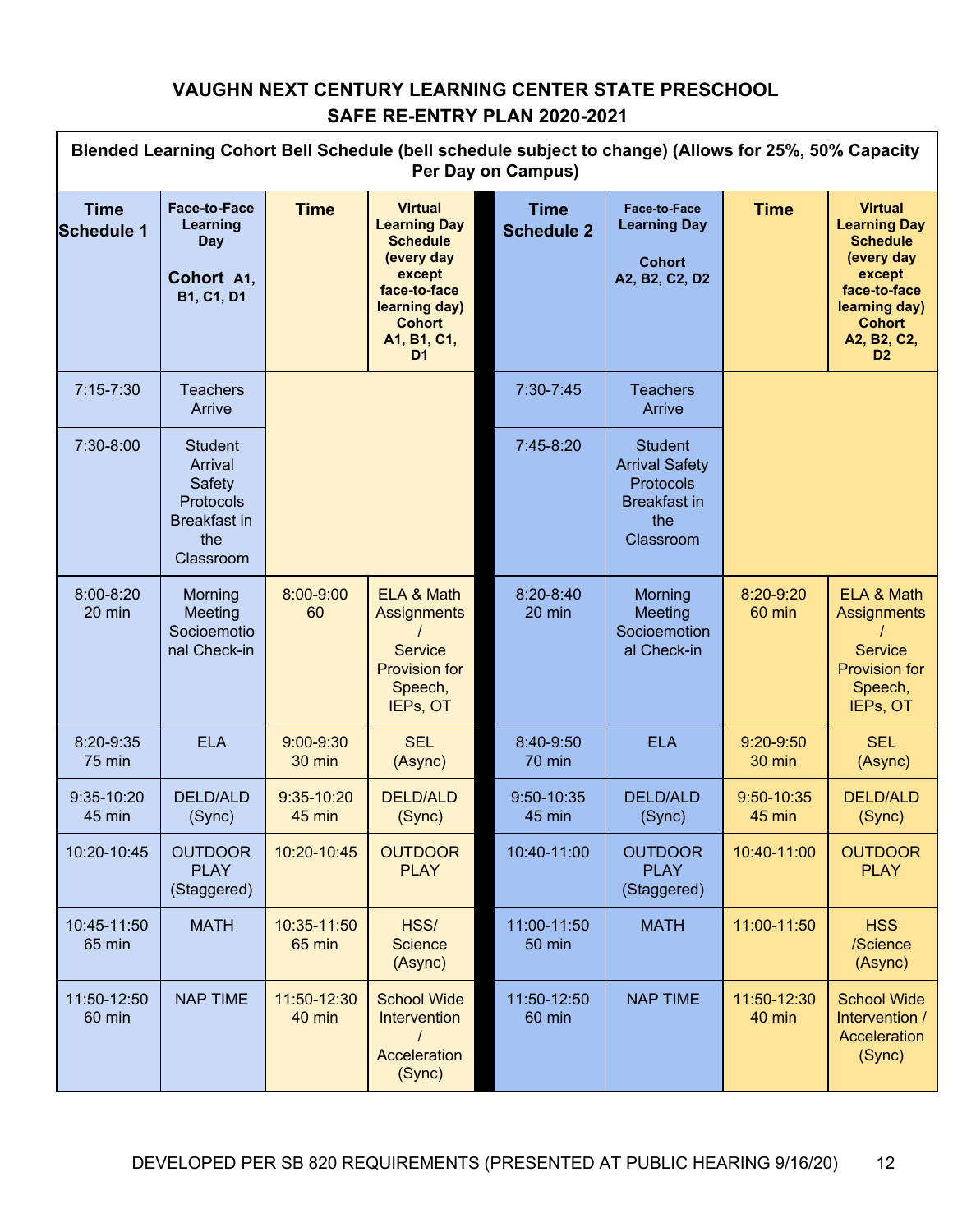**VAUGHN NEXT CENTURY LEARNING CENTER STATE PRESCHOOL**
**SAFE RE-ENTRY PLAN 2020-2021**

**Blended Learning Cohort Bell Schedule (bell schedule subject to change) (Allows for 25%, 50% Capacity Per Day on Campus)**

| Time Schedule 1 | Face-to-Face Learning Day Cohort A1, B1, C1, D1 | Time | Virtual Learning Day Schedule (every day except face-to-face learning day) Cohort A1, B1, C1, D1 | Time Schedule 2 | Face-to-Face Learning Day Cohort A2, B2, C2, D2 | Time | Virtual Learning Day Schedule (every day except face-to-face learning day) Cohort A2, B2, C2, D2 |
|---|---|---|---|---|---|---|---|
| 7:15-7:30 | Teachers Arrive | | | 7:30-7:45 | Teachers Arrive | | |
| 7:30-8:00 | Student Arrival Safety Protocols Breakfast in the Classroom | | | 7:45-8:20 | Student Arrival Safety Protocols Breakfast in the Classroom | | |
| 8:00-8:20 20 min | Morning Meeting Socioemotional Check-in | 8:00-9:00 60 | ELA & Math Assignments / Service Provision for Speech, IEPs, OT | 8:20-8:40 20 min | Morning Meeting Socioemotional Check-in | 8:20-9:20 60 min | ELA & Math Assignments / Service Provision for Speech, IEPs, OT |
| 8:20-9:35 75 min | ELA | 9:00-9:30 30 min | SEL (Async) | 8:40-9:50 70 min | ELA | 9:20-9:50 30 min | SEL (Async) |
| 9:35-10:20 45 min | DELD/ALD (Sync) | 9:35-10:20 45 min | DELD/ALD (Sync) | 9:50-10:35 45 min | DELD/ALD (Sync) | 9:50-10:35 45 min | DELD/ALD (Sync) |
| 10:20-10:45 | OUTDOOR PLAY (Staggered) | 10:20-10:45 | OUTDOOR PLAY | 10:40-11:00 | OUTDOOR PLAY (Staggered) | 10:40-11:00 | OUTDOOR PLAY |
| 10:45-11:50 65 min | MATH | 10:35-11:50 65 min | HSS/ Science (Async) | 11:00-11:50 50 min | MATH | 11:00-11:50 | HSS /Science (Async) |
| 11:50-12:50 60 min | NAP TIME | 11:50-12:30 40 min | School Wide Intervention / Acceleration (Sync) | 11:50-12:50 60 min | NAP TIME | 11:50-12:30 40 min | School Wide Intervention / Acceleration (Sync) |

DEVELOPED PER SB 820 REQUIREMENTS (PRESENTED AT PUBLIC HEARING 9/16/20)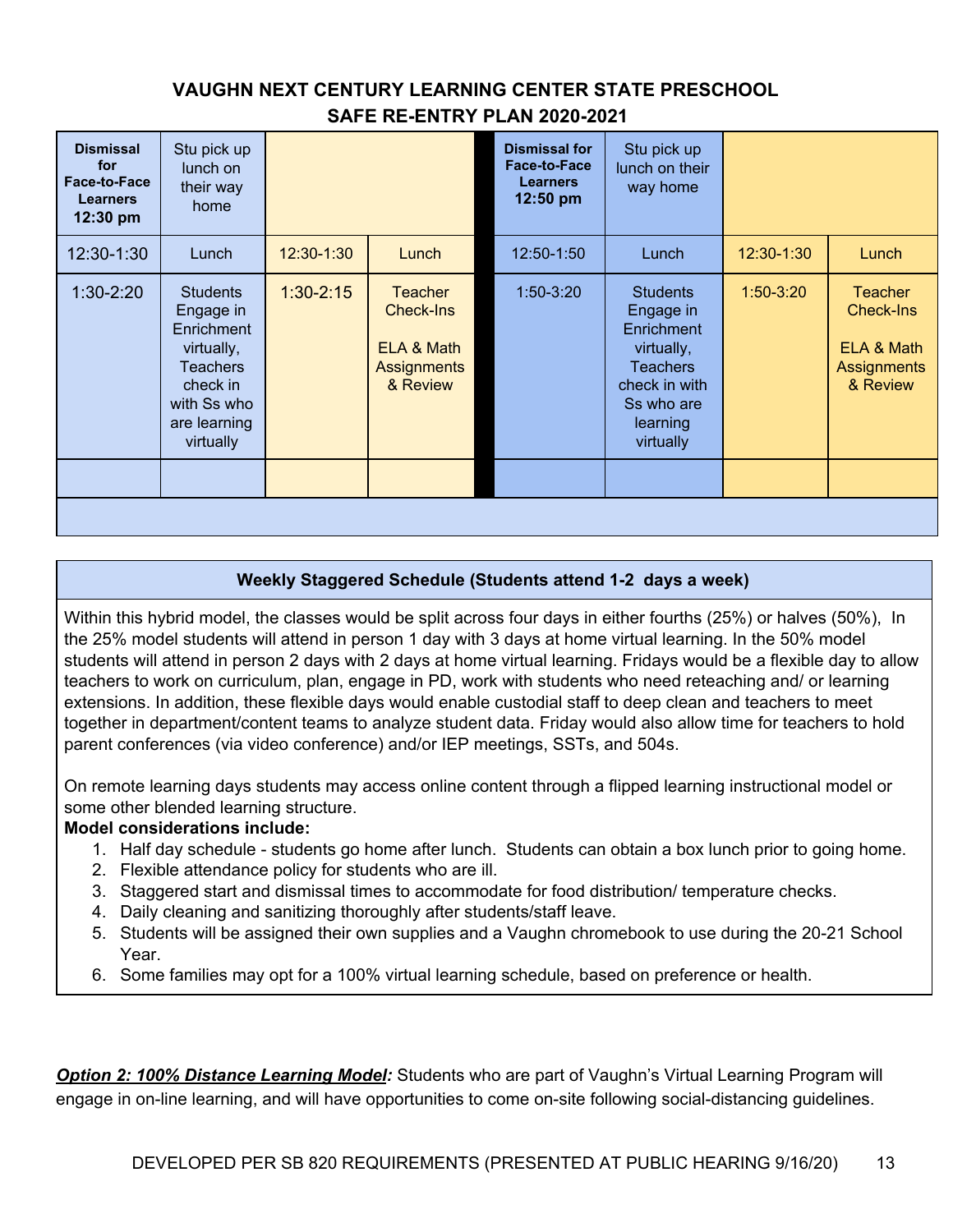## VAUGHN NEXT CENTURY LEARNING CENTER STATE PRESCHOOL SAFE RE-ENTRY PLAN 2020-2021

| **Dismissal for Face-to-Face Learners 12:30 pm** | Stu pick up lunch on their way home | | | **Dismissal for Face-to-Face Learners 12:50 pm** | Stu pick up lunch on their way home | | |
|---|---|---|---|---|---|---|---|
| 12:30-1:30 | Lunch | 12:30-1:30 | Lunch | 12:50-1:50 | Lunch | 12:30-1:30 | Lunch |
| 1:30-2:20 | Students Engage in Enrichment virtually, Teachers check in with Ss who are learning virtually | 1:30-2:15 | Teacher Check-Ins<br><br>ELA & Math Assignments & Review | 1:50-3:20 | Students Engage in Enrichment virtually, Teachers check in with Ss who are learning virtually | 1:50-3:20 | Teacher Check-Ins<br><br>ELA & Math Assignments & Review |
| | | | | | | | |

**Weekly Staggered Schedule (Students attend 1-2 days a week)**

Within this hybrid model, the classes would be split across four days in either fourths (25%) or halves (50%), In the 25% model students will attend in person 1 day with 3 days at home virtual learning. In the 50% model students will attend in person 2 days with 2 days at home virtual learning. Fridays would be a flexible day to allow teachers to work on curriculum, plan, engage in PD, work with students who need reteaching and/ or learning extensions. In addition, these flexible days would enable custodial staff to deep clean and teachers to meet together in department/content teams to analyze student data. Friday would also allow time for teachers to hold parent conferences (via video conference) and/or IEP meetings, SSTs, and 504s.

On remote learning days students may access online content through a flipped learning instructional model or some other blended learning structure.

**Model considerations include:**

1. Half day schedule - students go home after lunch. Students can obtain a box lunch prior to going home.
2. Flexible attendance policy for students who are ill.
3. Staggered start and dismissal times to accommodate for food distribution/ temperature checks.
4. Daily cleaning and sanitizing thoroughly after students/staff leave.
5. Students will be assigned their own supplies and a Vaughn chromebook to use during the 20-21 School Year.
6. Some families may opt for a 100% virtual learning schedule, based on preference or health.

***Option 2: 100% Distance Learning Model:*** Students who are part of Vaughn's Virtual Learning Program will engage in on-line learning, and will have opportunities to come on-site following social-distancing guidelines.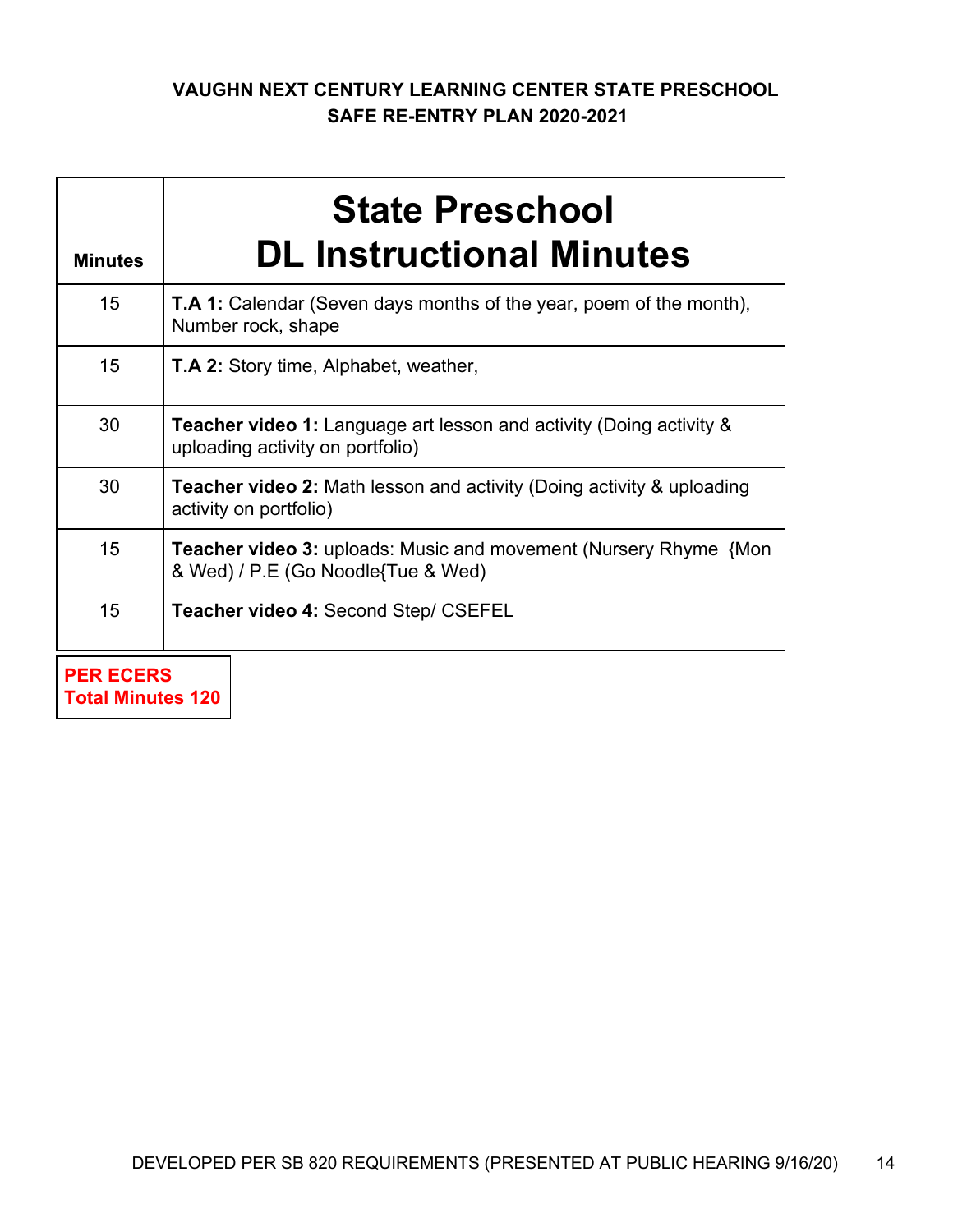# VAUGHN NEXT CENTURY LEARNING CENTER STATE PRESCHOOL
## SAFE RE-ENTRY PLAN 2020-2021

| Minutes | State Preschool DL Instructional Minutes |
|---|---|
| 15 | **T.A 1:** Calendar (Seven days months of the year, poem of the month), Number rock, shape |
| 15 | **T.A 2:** Story time, Alphabet, weather, |
| 30 | **Teacher video 1:** Language art lesson and activity (Doing activity & uploading activity on portfolio) |
| 30 | **Teacher video 2:** Math lesson and activity (Doing activity & uploading activity on portfolio) |
| 15 | **Teacher video 3:** uploads: Music and movement (Nursery Rhyme {Mon & Wed) / P.E (Go Noodle{Tue & Wed) |
| 15 | **Teacher video 4:** Second Step/ CSEFEL |

**PER ECERS**
**Total Minutes 120**

DEVELOPED PER SB 820 REQUIREMENTS (PRESENTED AT PUBLIC HEARING 9/16/20)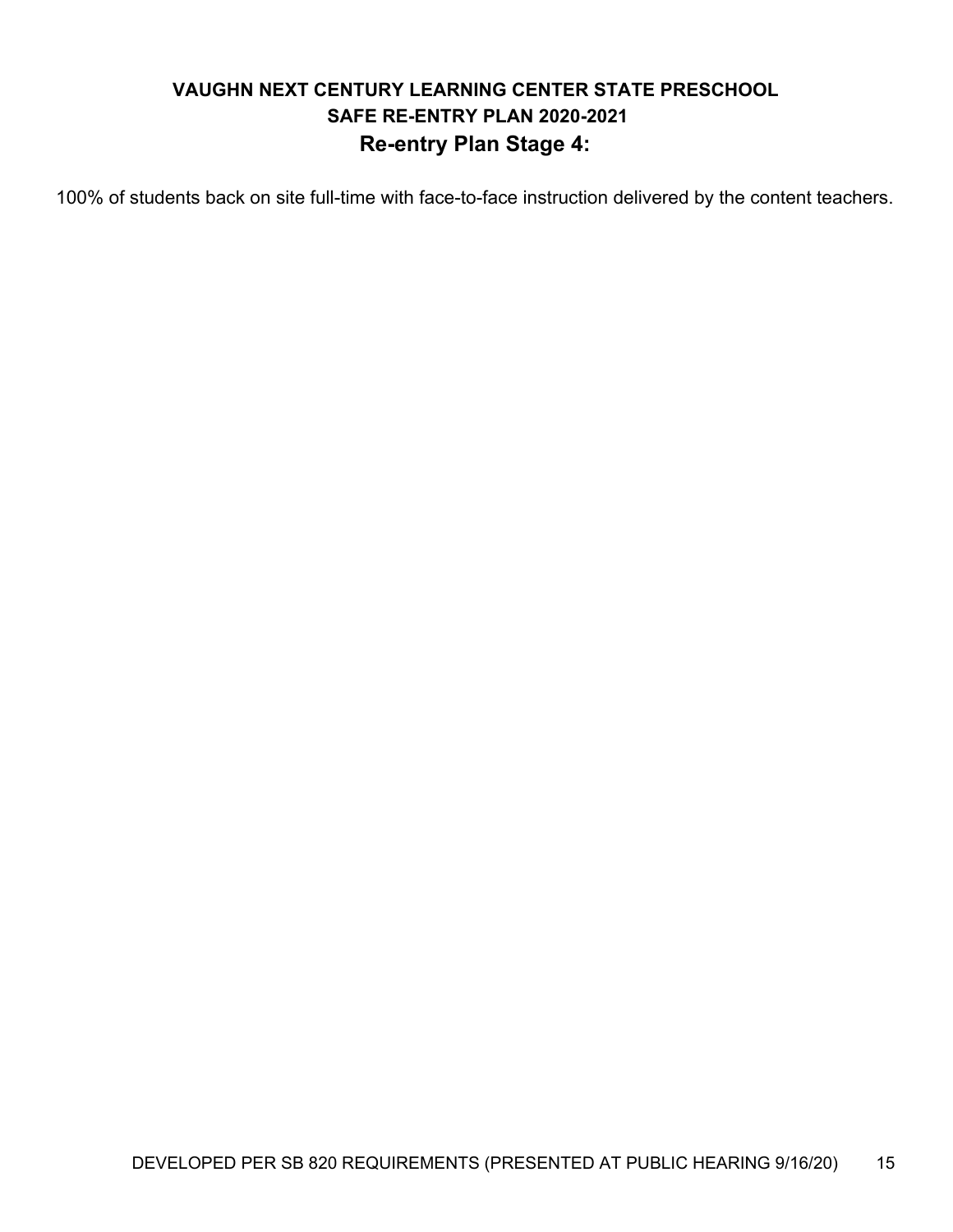**VAUGHN NEXT CENTURY LEARNING CENTER STATE PRESCHOOL**
**SAFE RE-ENTRY PLAN 2020-2021**

## Re-entry Plan Stage 4:

100% of students back on site full-time with face-to-face instruction delivered by the content teachers.